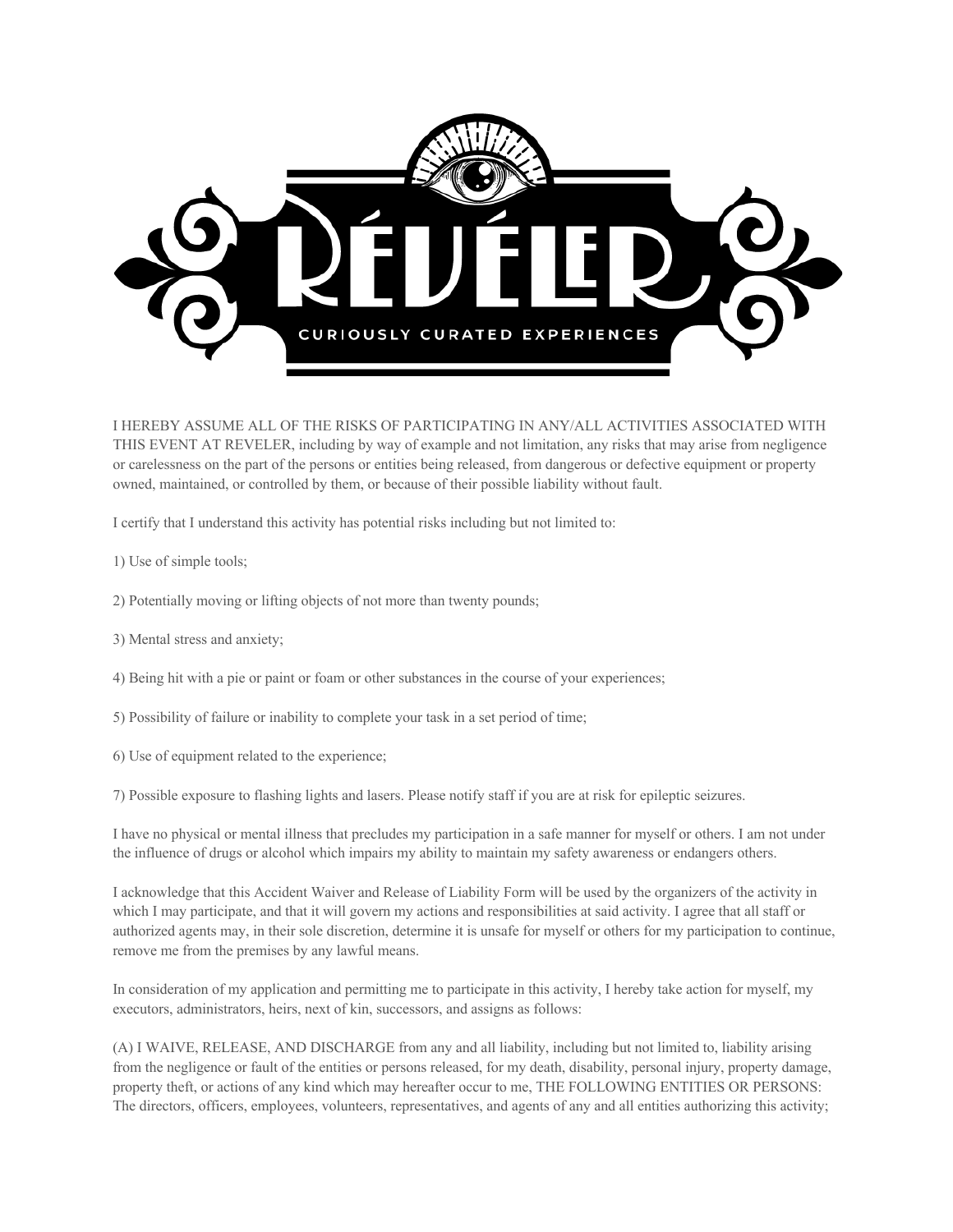# RÉVÉLER

CURIOUSLY CURATED EXPERIENCES

I HEREBY ASSUME ALL OF THE RISKS OF PARTICIPATING IN ANY/ALL ACTIVITIES ASSOCIATED WITH THIS EVENT AT REVELER, including by way of example and not limitation, any risks that may arise from negligence or carelessness on the part of the persons or entities being released, from dangerous or defective equipment or property owned, maintained, or controlled by them, or because of their possible liability without fault.

I certify that I understand this activity has potential risks including but not limited to:

1) Use of simple tools;

2) Potentially moving or lifting objects of not more than twenty pounds;

3) Mental stress and anxiety;

4) Being hit with a pie or paint or foam or other substances in the course of your experiences;

5) Possibility of failure or inability to complete your task in a set period of time;

6) Use of equipment related to the experience;

7) Possible exposure to flashing lights and lasers. Please notify staff if you are at risk for epileptic seizures.

I have no physical or mental illness that precludes my participation in a safe manner for myself or others. I am not under the influence of drugs or alcohol which impairs my ability to maintain my safety awareness or endangers others.

I acknowledge that this Accident Waiver and Release of Liability Form will be used by the organizers of the activity in which I may participate, and that it will govern my actions and responsibilities at said activity. I agree that all staff or authorized agents may, in their sole discretion, determine it is unsafe for myself or others for my participation to continue, remove me from the premises by any lawful means.

In consideration of my application and permitting me to participate in this activity, I hereby take action for myself, my executors, administrators, heirs, next of kin, successors, and assigns as follows:

(A) I WAIVE, RELEASE, AND DISCHARGE from any and all liability, including but not limited to, liability arising from the negligence or fault of the entities or persons released, for my death, disability, personal injury, property damage, property theft, or actions of any kind which may hereafter occur to me, THE FOLLOWING ENTITIES OR PERSONS: The directors, officers, employees, volunteers, representatives, and agents of any and all entities authorizing this activity;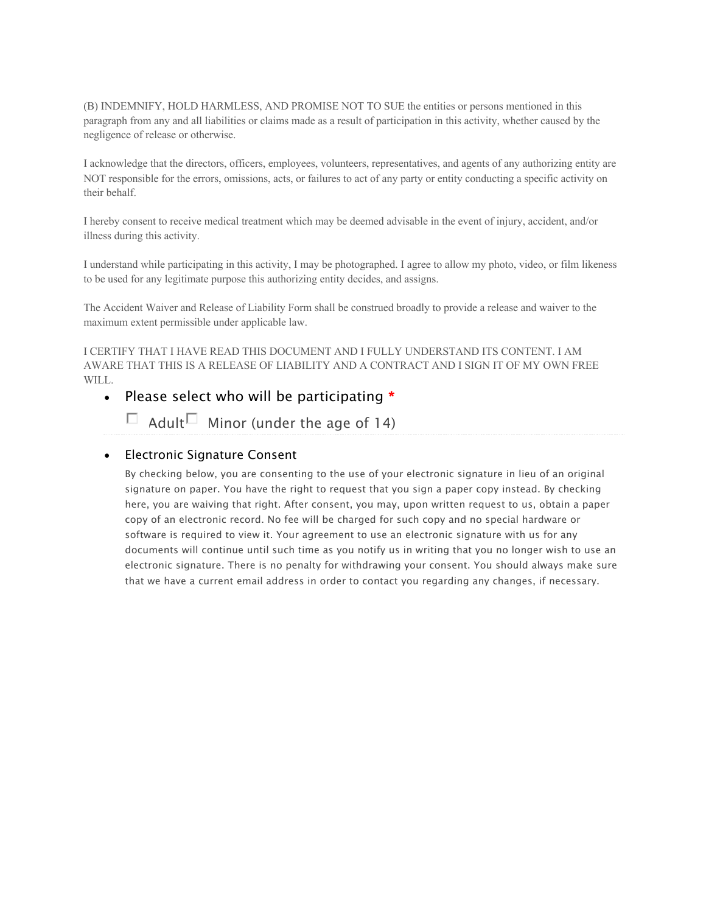(B) INDEMNIFY, HOLD HARMLESS, AND PROMISE NOT TO SUE the entities or persons mentioned in this paragraph from any and all liabilities or claims made as a result of participation in this activity, whether caused by the negligence of release or otherwise.

I acknowledge that the directors, officers, employees, volunteers, representatives, and agents of any authorizing entity are NOT responsible for the errors, omissions, acts, or failures to act of any party or entity conducting a specific activity on their behalf.

I hereby consent to receive medical treatment which may be deemed advisable in the event of injury, accident, and/or illness during this activity.

I understand while participating in this activity, I may be photographed. I agree to allow my photo, video, or film likeness to be used for any legitimate purpose this authorizing entity decides, and assigns.

The Accident Waiver and Release of Liability Form shall be construed broadly to provide a release and waiver to the maximum extent permissible under applicable law.

I CERTIFY THAT I HAVE READ THIS DOCUMENT AND I FULLY UNDERSTAND ITS CONTENT. I AM AWARE THAT THIS IS A RELEASE OF LIABILITY AND A CONTRACT AND I SIGN IT OF MY OWN FREE WILL.

- Please select who will be participating *

  ☐ Adult ☐ Minor (under the age of 14)

- Electronic Signature Consent

  By checking below, you are consenting to the use of your electronic signature in lieu of an original signature on paper. You have the right to request that you sign a paper copy instead. By checking here, you are waiving that right. After consent, you may, upon written request to us, obtain a paper copy of an electronic record. No fee will be charged for such copy and no special hardware or software is required to view it. Your agreement to use an electronic signature with us for any documents will continue until such time as you notify us in writing that you no longer wish to use an electronic signature. There is no penalty for withdrawing your consent. You should always make sure that we have a current email address in order to contact you regarding any changes, if necessary.